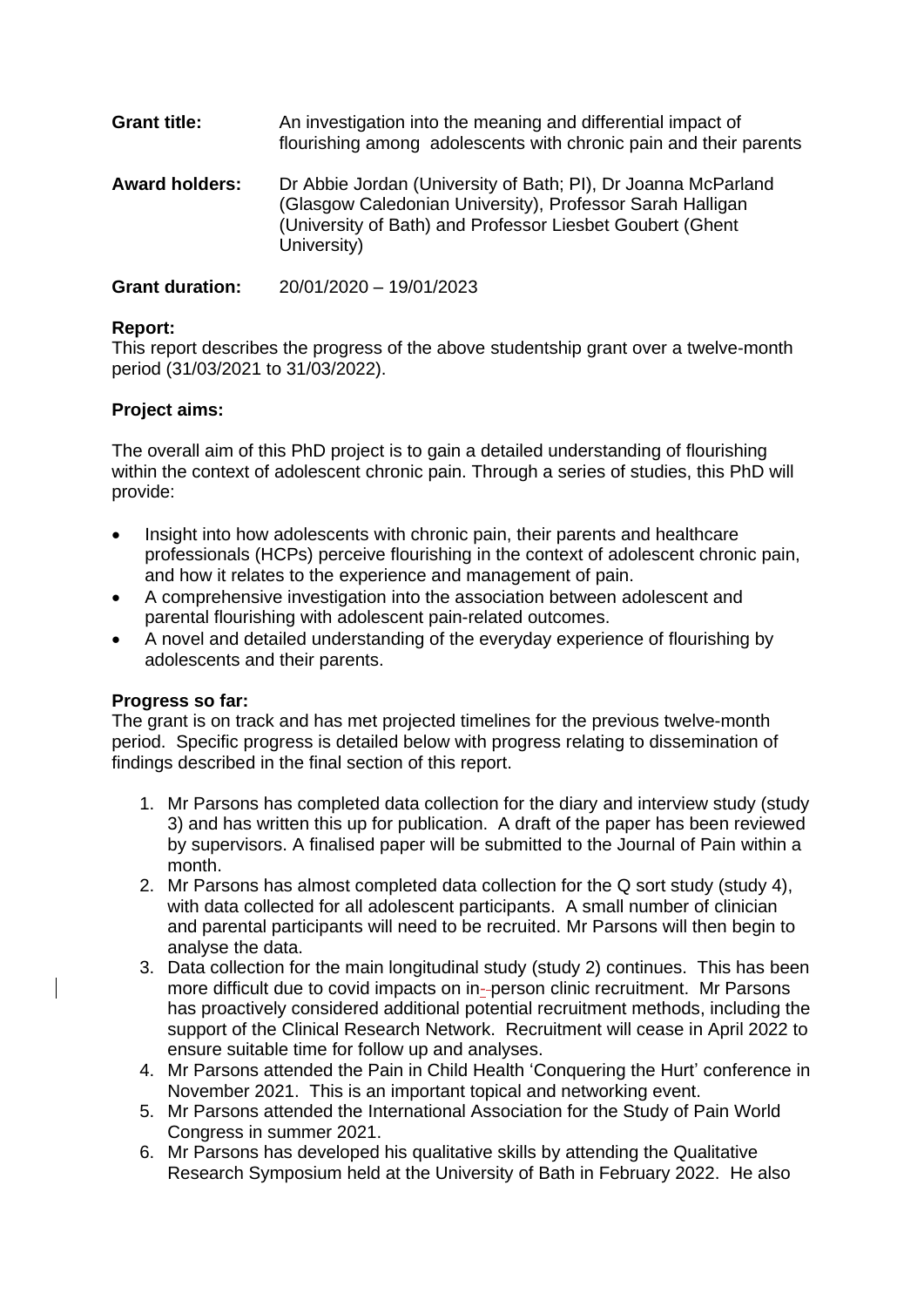**Grant title:** An investigation into the meaning and differential impact of flourishing among adolescents with chronic pain and their parents

**Award holders:** Dr Abbie Jordan (University of Bath; PI), Dr Joanna McParland (Glasgow Caledonian University), Professor Sarah Halligan (University of Bath) and Professor Liesbet Goubert (Ghent University)

**Grant duration:** 20/01/2020 – 19/01/2023

**Report:**
This report describes the progress of the above studentship grant over a twelve-month period (31/03/2021 to 31/03/2022).

**Project aims:**

The overall aim of this PhD project is to gain a detailed understanding of flourishing within the context of adolescent chronic pain. Through a series of studies, this PhD will provide:

- Insight into how adolescents with chronic pain, their parents and healthcare professionals (HCPs) perceive flourishing in the context of adolescent chronic pain, and how it relates to the experience and management of pain.
- A comprehensive investigation into the association between adolescent and parental flourishing with adolescent pain-related outcomes.
- A novel and detailed understanding of the everyday experience of flourishing by adolescents and their parents.

**Progress so far:**
The grant is on track and has met projected timelines for the previous twelve-month period. Specific progress is detailed below with progress relating to dissemination of findings described in the final section of this report.

1. Mr Parsons has completed data collection for the diary and interview study (study 3) and has written this up for publication. A draft of the paper has been reviewed by supervisors. A finalised paper will be submitted to the Journal of Pain within a month.
2. Mr Parsons has almost completed data collection for the Q sort study (study 4), with data collected for all adolescent participants. A small number of clinician and parental participants will need to be recruited. Mr Parsons will then begin to analyse the data.
3. Data collection for the main longitudinal study (study 2) continues. This has been more difficult due to covid impacts on in-person clinic recruitment. Mr Parsons has proactively considered additional potential recruitment methods, including the support of the Clinical Research Network. Recruitment will cease in April 2022 to ensure suitable time for follow up and analyses.
4. Mr Parsons attended the Pain in Child Health 'Conquering the Hurt' conference in November 2021. This is an important topical and networking event.
5. Mr Parsons attended the International Association for the Study of Pain World Congress in summer 2021.
6. Mr Parsons has developed his qualitative skills by attending the Qualitative Research Symposium held at the University of Bath in February 2022. He also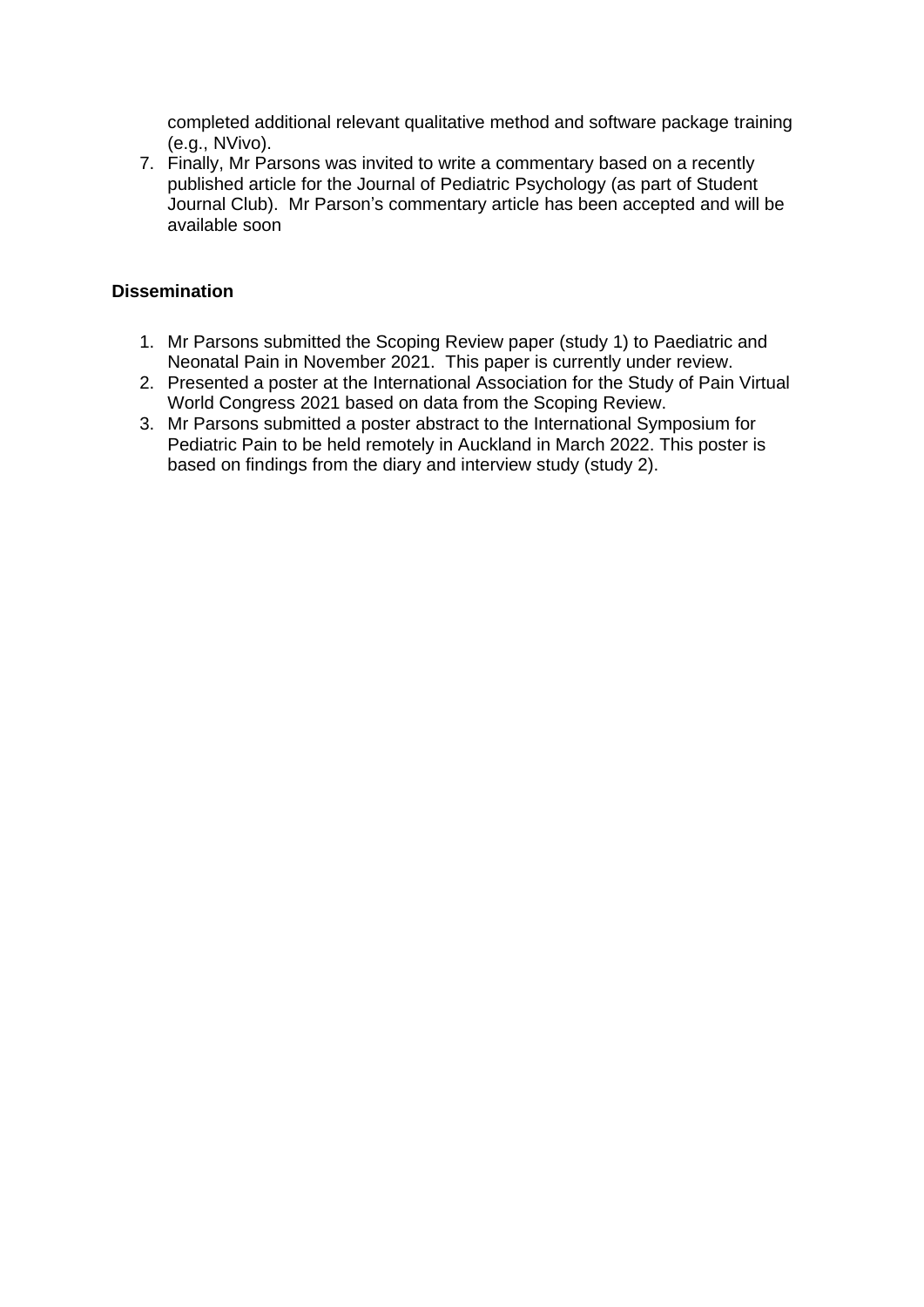completed additional relevant qualitative method and software package training (e.g., NVivo).

7. Finally, Mr Parsons was invited to write a commentary based on a recently published article for the Journal of Pediatric Psychology (as part of Student Journal Club). Mr Parson's commentary article has been accepted and will be available soon

**Dissemination**

1. Mr Parsons submitted the Scoping Review paper (study 1) to Paediatric and Neonatal Pain in November 2021. This paper is currently under review.
2. Presented a poster at the International Association for the Study of Pain Virtual World Congress 2021 based on data from the Scoping Review.
3. Mr Parsons submitted a poster abstract to the International Symposium for Pediatric Pain to be held remotely in Auckland in March 2022. This poster is based on findings from the diary and interview study (study 2).